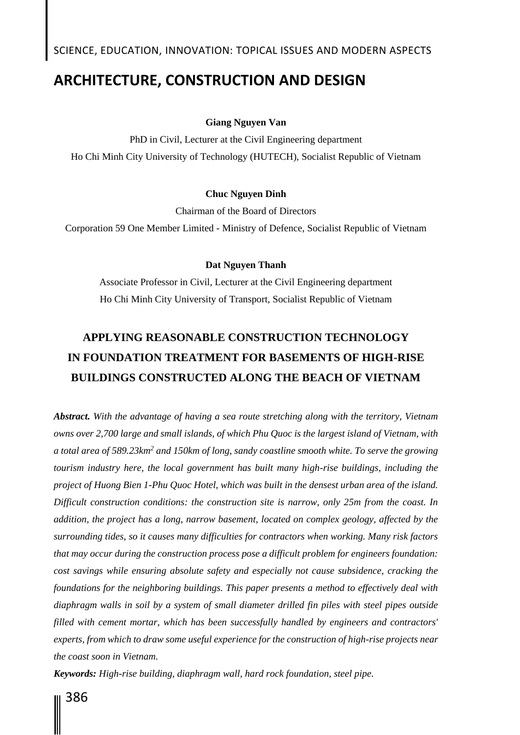# ARCHITECTURE, CONSTRUCTION AND DESIGN

**Giang Nguyen Van**

PhD in Civil, Lecturer at the Civil Engineering department

Ho Chi Minh City University of Technology (HUTECH), Socialist Republic of Vietnam

**Chuc Nguyen Dinh**

Chairman of the Board of Directors

Corporation 59 One Member Limited - Ministry of Defence, Socialist Republic of Vietnam

**Dat Nguyen Thanh**

Associate Professor in Civil, Lecturer at the Civil Engineering department

Ho Chi Minh City University of Transport, Socialist Republic of Vietnam

## APPLYING REASONABLE CONSTRUCTION TECHNOLOGY IN FOUNDATION TREATMENT FOR BASEMENTS OF HIGH-RISE BUILDINGS CONSTRUCTED ALONG THE BEACH OF VIETNAM

***Abstract.*** *With the advantage of having a sea route stretching along with the territory, Vietnam owns over 2,700 large and small islands, of which Phu Quoc is the largest island of Vietnam, with a total area of 589.23km$^2$ and 150km of long, sandy coastline smooth white. To serve the growing tourism industry here, the local government has built many high-rise buildings, including the project of Huong Bien 1-Phu Quoc Hotel, which was built in the densest urban area of the island. Difficult construction conditions: the construction site is narrow, only 25m from the coast. In addition, the project has a long, narrow basement, located on complex geology, affected by the surrounding tides, so it causes many difficulties for contractors when working. Many risk factors that may occur during the construction process pose a difficult problem for engineers foundation: cost savings while ensuring absolute safety and especially not cause subsidence, cracking the foundations for the neighboring buildings. This paper presents a method to effectively deal with diaphragm walls in soil by a system of small diameter drilled fin piles with steel pipes outside filled with cement mortar, which has been successfully handled by engineers and contractors' experts, from which to draw some useful experience for the construction of high-rise projects near the coast soon in Vietnam.*

***Keywords:*** *High-rise building, diaphragm wall, hard rock foundation, steel pipe.*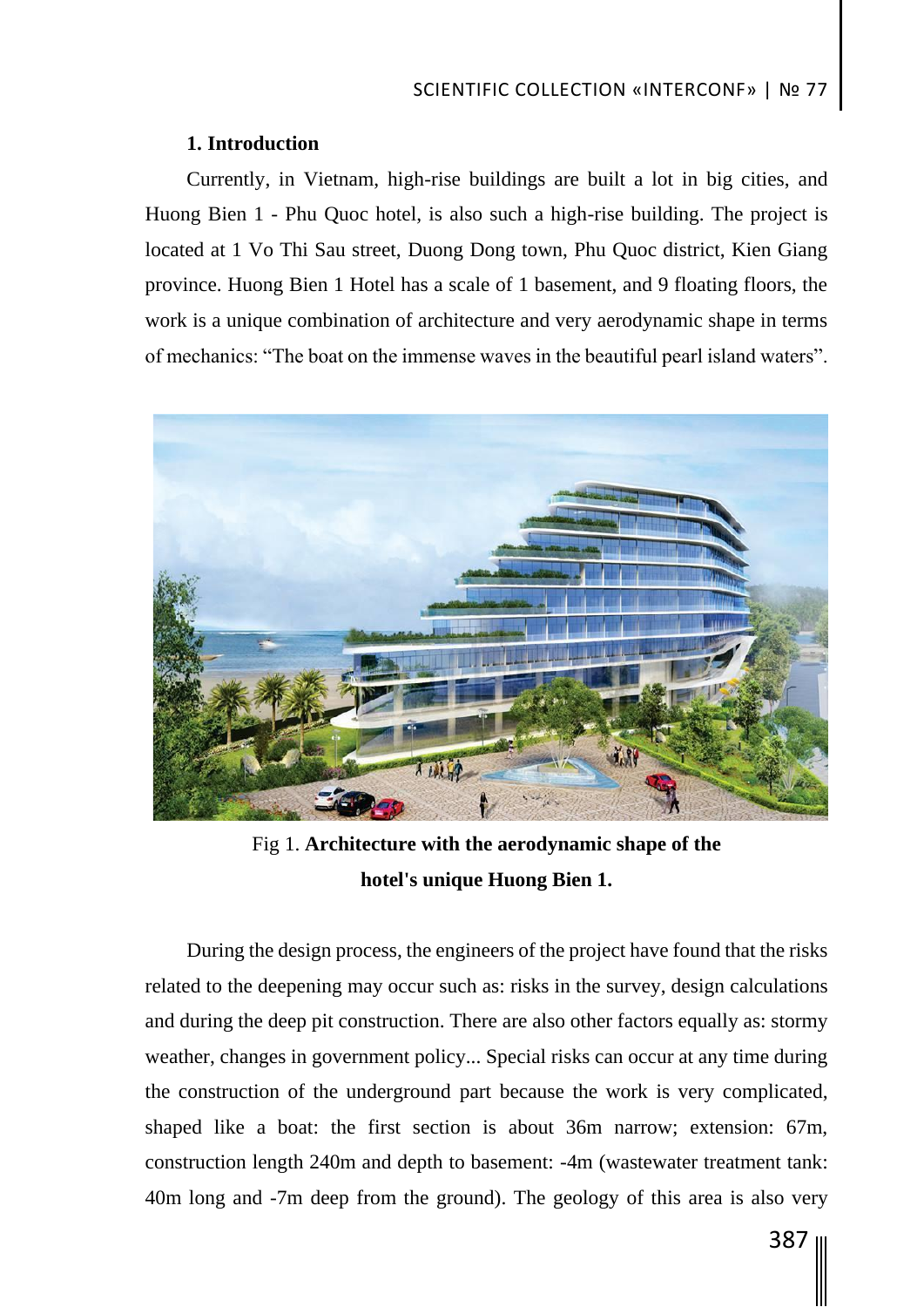## 1. Introduction

Currently, in Vietnam, high-rise buildings are built a lot in big cities, and Huong Bien 1 - Phu Quoc hotel, is also such a high-rise building. The project is located at 1 Vo Thi Sau street, Duong Dong town, Phu Quoc district, Kien Giang province. Huong Bien 1 Hotel has a scale of 1 basement, and 9 floating floors, the work is a unique combination of architecture and very aerodynamic shape in terms of mechanics: "The boat on the immense waves in the beautiful pearl island waters".

Fig 1. **Architecture with the aerodynamic shape of the hotel's unique Huong Bien 1.**

During the design process, the engineers of the project have found that the risks related to the deepening may occur such as: risks in the survey, design calculations and during the deep pit construction. There are also other factors equally as: stormy weather, changes in government policy... Special risks can occur at any time during the construction of the underground part because the work is very complicated, shaped like a boat: the first section is about 36m narrow; extension: 67m, construction length 240m and depth to basement: -4m (wastewater treatment tank: 40m long and -7m deep from the ground). The geology of this area is also very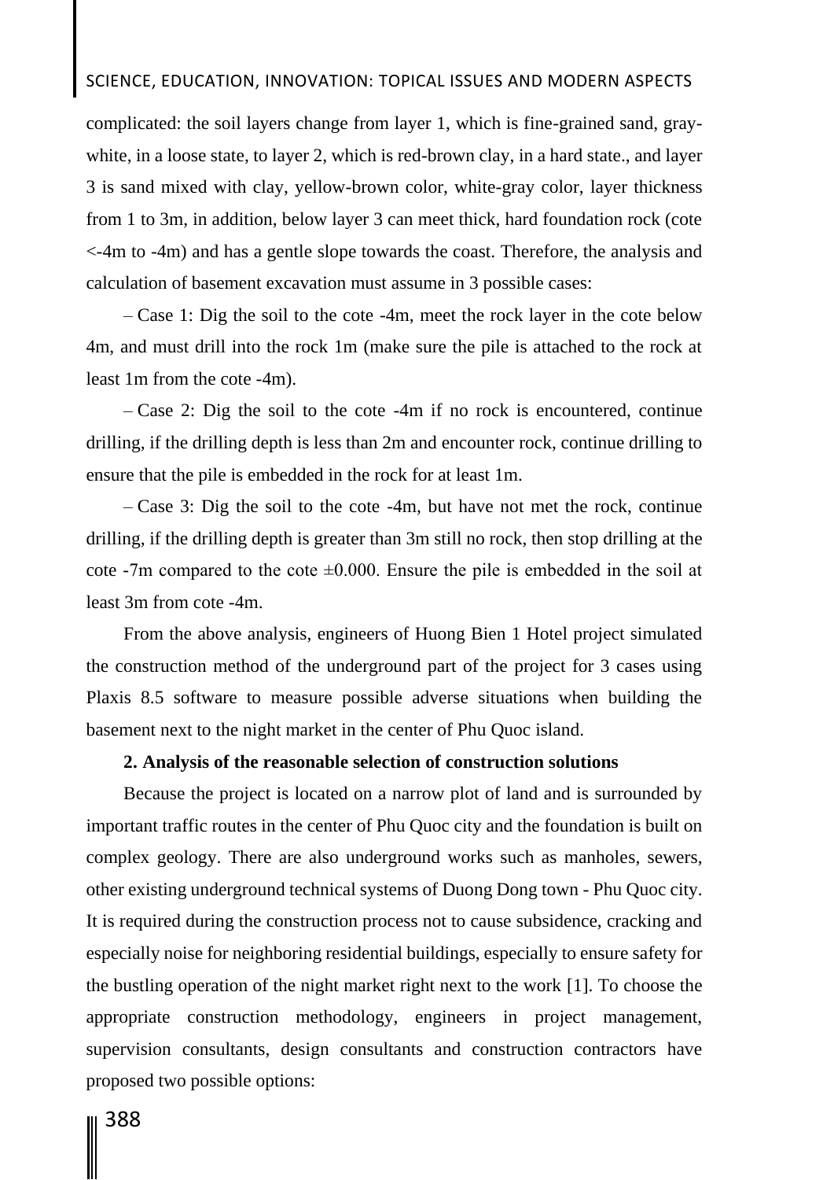complicated: the soil layers change from layer 1, which is fine-grained sand, gray-white, in a loose state, to layer 2, which is red-brown clay, in a hard state., and layer 3 is sand mixed with clay, yellow-brown color, white-gray color, layer thickness from 1 to 3m, in addition, below layer 3 can meet thick, hard foundation rock (cote <-4m to -4m) and has a gentle slope towards the coast. Therefore, the analysis and calculation of basement excavation must assume in 3 possible cases:

– Case 1: Dig the soil to the cote -4m, meet the rock layer in the cote below 4m, and must drill into the rock 1m (make sure the pile is attached to the rock at least 1m from the cote -4m).

– Case 2: Dig the soil to the cote -4m if no rock is encountered, continue drilling, if the drilling depth is less than 2m and encounter rock, continue drilling to ensure that the pile is embedded in the rock for at least 1m.

– Case 3: Dig the soil to the cote -4m, but have not met the rock, continue drilling, if the drilling depth is greater than 3m still no rock, then stop drilling at the cote -7m compared to the cote ±0.000. Ensure the pile is embedded in the soil at least 3m from cote -4m.

From the above analysis, engineers of Huong Bien 1 Hotel project simulated the construction method of the underground part of the project for 3 cases using Plaxis 8.5 software to measure possible adverse situations when building the basement next to the night market in the center of Phu Quoc island.

**2. Analysis of the reasonable selection of construction solutions**

Because the project is located on a narrow plot of land and is surrounded by important traffic routes in the center of Phu Quoc city and the foundation is built on complex geology. There are also underground works such as manholes, sewers, other existing underground technical systems of Duong Dong town - Phu Quoc city. It is required during the construction process not to cause subsidence, cracking and especially noise for neighboring residential buildings, especially to ensure safety for the bustling operation of the night market right next to the work [1]. To choose the appropriate construction methodology, engineers in project management, supervision consultants, design consultants and construction contractors have proposed two possible options: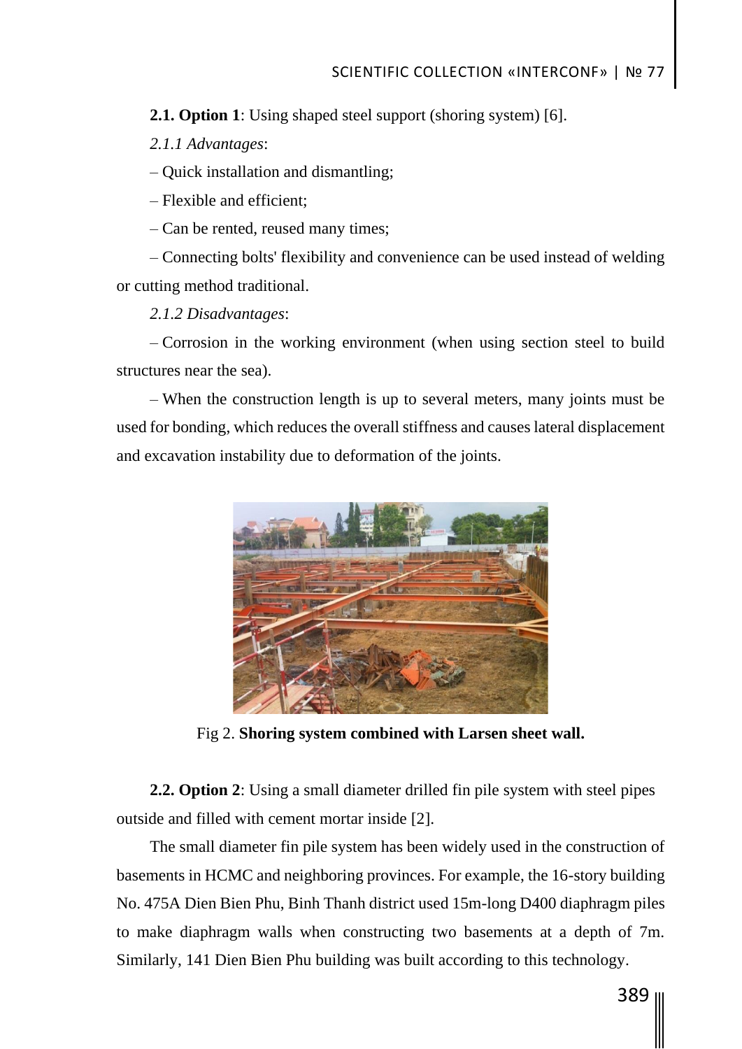**2.1. Option 1**: Using shaped steel support (shoring system) [6].

*2.1.1 Advantages*:

– Quick installation and dismantling;

– Flexible and efficient;

– Can be rented, reused many times;

– Connecting bolts' flexibility and convenience can be used instead of welding or cutting method traditional.

*2.1.2 Disadvantages*:

– Corrosion in the working environment (when using section steel to build structures near the sea).

– When the construction length is up to several meters, many joints must be used for bonding, which reduces the overall stiffness and causes lateral displacement and excavation instability due to deformation of the joints.

Fig 2. **Shoring system combined with Larsen sheet wall.**

**2.2. Option 2**: Using a small diameter drilled fin pile system with steel pipes outside and filled with cement mortar inside [2].

The small diameter fin pile system has been widely used in the construction of basements in HCMC and neighboring provinces. For example, the 16-story building No. 475A Dien Bien Phu, Binh Thanh district used 15m-long D400 diaphragm piles to make diaphragm walls when constructing two basements at a depth of 7m. Similarly, 141 Dien Bien Phu building was built according to this technology.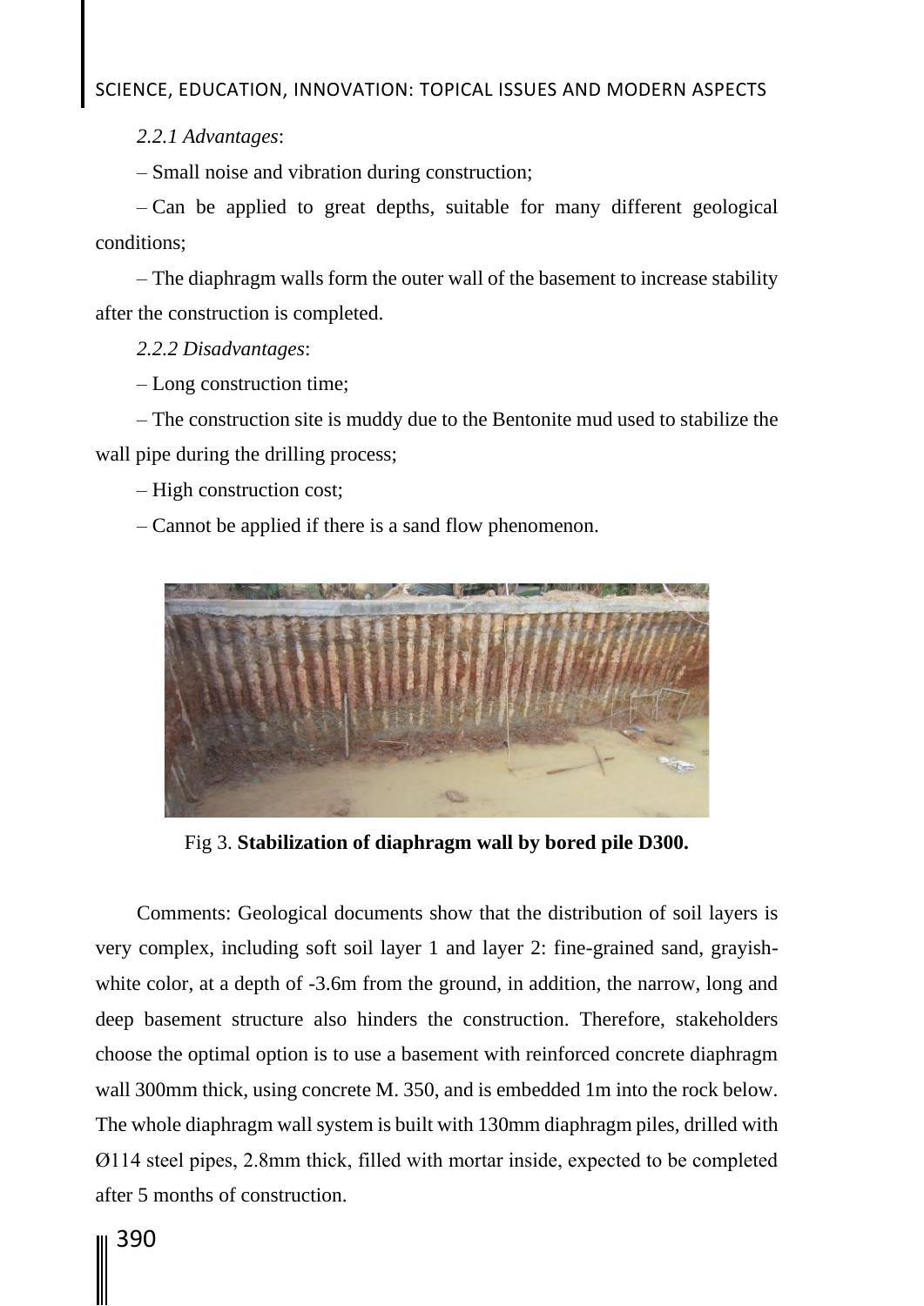*2.2.1 Advantages*:

– Small noise and vibration during construction;

– Can be applied to great depths, suitable for many different geological conditions;

– The diaphragm walls form the outer wall of the basement to increase stability after the construction is completed.

*2.2.2 Disadvantages*:

– Long construction time;

– The construction site is muddy due to the Bentonite mud used to stabilize the wall pipe during the drilling process;

– High construction cost;

– Cannot be applied if there is a sand flow phenomenon.

Fig 3. **Stabilization of diaphragm wall by bored pile D300.**

Comments: Geological documents show that the distribution of soil layers is very complex, including soft soil layer 1 and layer 2: fine-grained sand, grayish-white color, at a depth of -3.6m from the ground, in addition, the narrow, long and deep basement structure also hinders the construction. Therefore, stakeholders choose the optimal option is to use a basement with reinforced concrete diaphragm wall 300mm thick, using concrete M. 350, and is embedded 1m into the rock below. The whole diaphragm wall system is built with 130mm diaphragm piles, drilled with Ø114 steel pipes, 2.8mm thick, filled with mortar inside, expected to be completed after 5 months of construction.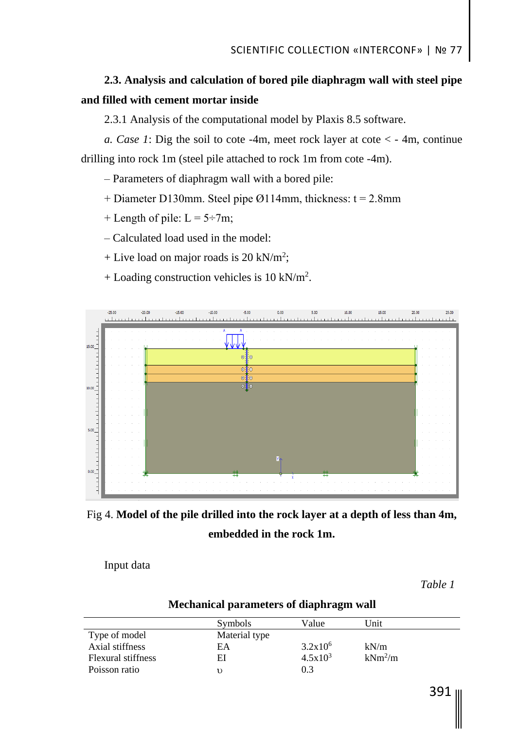### 2.3. Analysis and calculation of bored pile diaphragm wall with steel pipe and filled with cement mortar inside

2.3.1 Analysis of the computational model by Plaxis 8.5 software.

*a. Case 1*: Dig the soil to cote -4m, meet rock layer at cote < - 4m, continue drilling into rock 1m (steel pile attached to rock 1m from cote -4m).

– Parameters of diaphragm wall with a bored pile:

+ Diameter D130mm. Steel pipe Ø114mm, thickness: t = 2.8mm

+ Length of pile: L = 5÷7m;

– Calculated load used in the model:

+ Live load on major roads is 20 kN/m$^2$;

+ Loading construction vehicles is 10 kN/m$^2$.

Fig 4. **Model of the pile drilled into the rock layer at a depth of less than 4m, embedded in the rock 1m.**

Input data

*Table 1*

**Mechanical parameters of diaphragm wall**

| | Symbols | Value | Unit |
|---|---|---|---|
| Type of model | Material type | | |
| Axial stiffness | EA | $3.2 \times 10^6$ | kN/m |
| Flexural stiffness | EI | $4.5 \times 10^3$ | kNm$^2$/m |
| Poisson ratio | $\upsilon$ | 0.3 | |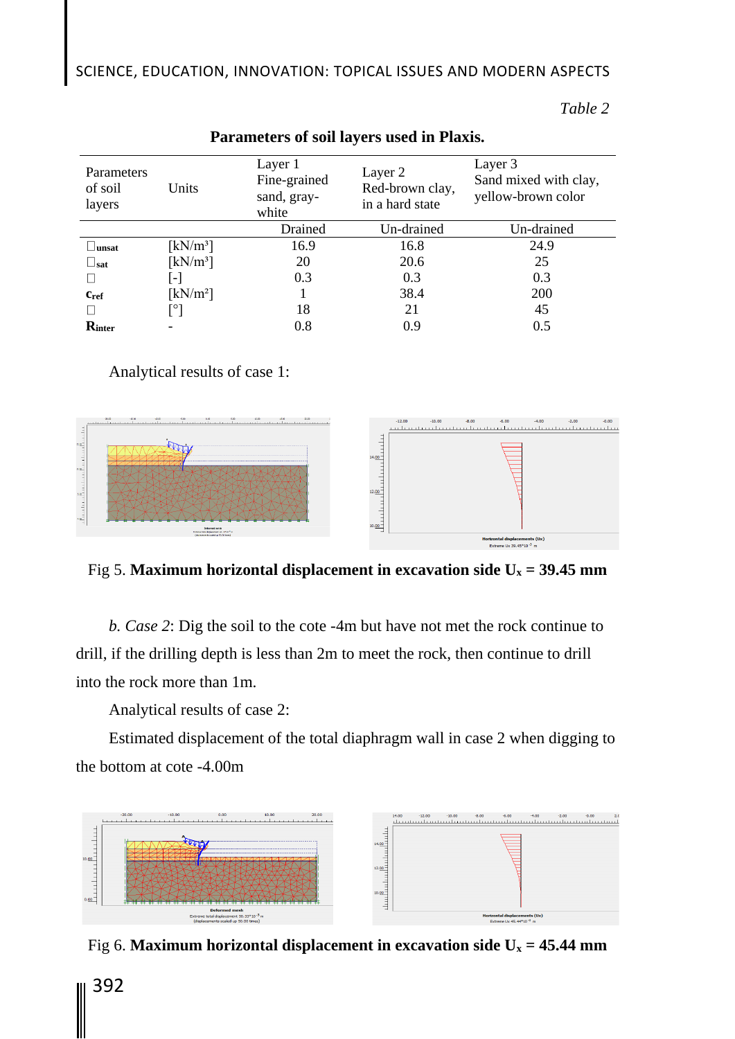*Table 2*

**Parameters of soil layers used in Plaxis.**

| Parameters of soil layers | Units | Layer 1 Fine-grained sand, gray-white | Layer 2 Red-brown clay, in a hard state | Layer 3 Sand mixed with clay, yellow-brown color |
|---|---|---|---|---|
| | | Drained | Un-drained | Un-drained |
| $\gamma_{unsat}$ | [kN/m³] | 16.9 | 16.8 | 24.9 |
| $\gamma_{sat}$ | [kN/m³] | 20 | 20.6 | 25 |
| $\nu$ | [-] | 0.3 | 0.3 | 0.3 |
| $c_{ref}$ | [kN/m²] | 1 | 38.4 | 200 |
| $\varphi$ | [°] | 18 | 21 | 45 |
| $R_{inter}$ | - | 0.8 | 0.9 | 0.5 |

Analytical results of case 1:

Fig 5. **Maximum horizontal displacement in excavation side $U_x$ = 39.45 mm**

*b. Case 2*: Dig the soil to the cote -4m but have not met the rock continue to drill, if the drilling depth is less than 2m to meet the rock, then continue to drill into the rock more than 1m.

Analytical results of case 2:

Estimated displacement of the total diaphragm wall in case 2 when digging to the bottom at cote -4.00m

Fig 6. **Maximum horizontal displacement in excavation side $U_x$ = 45.44 mm**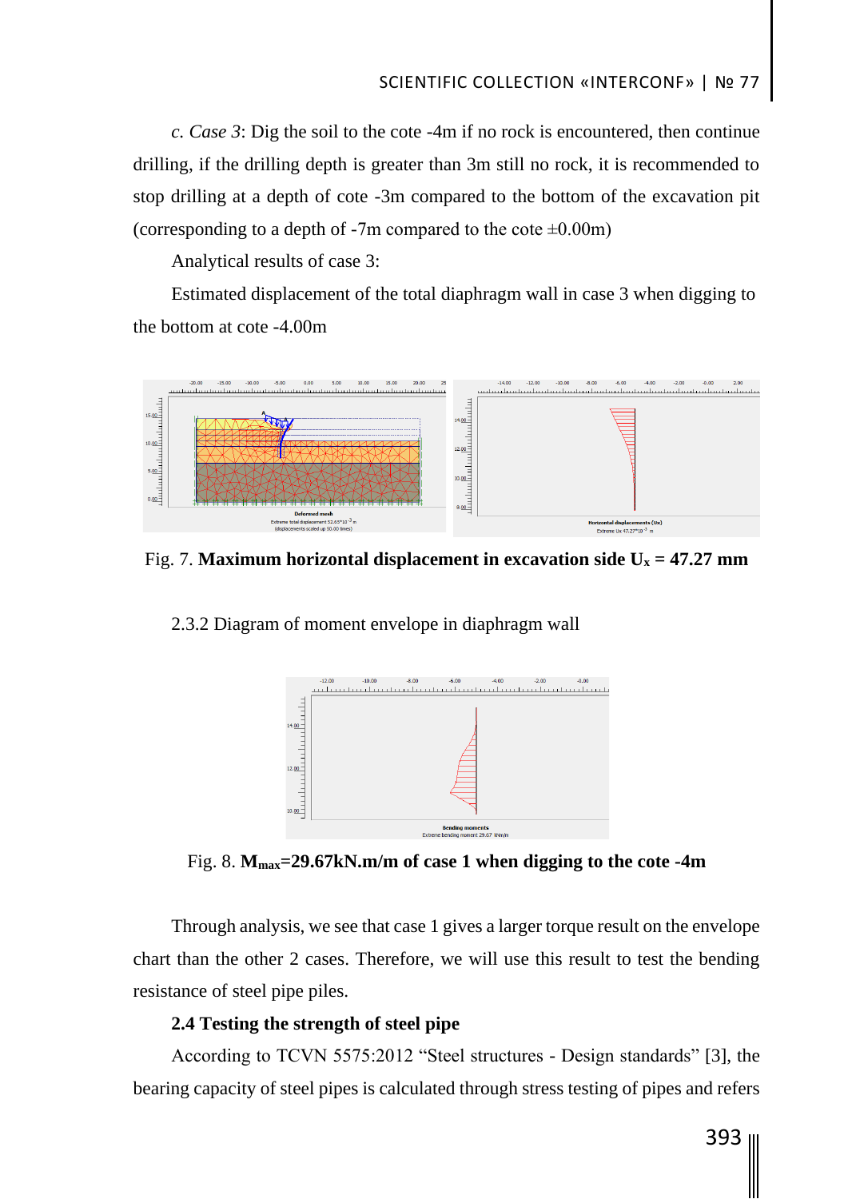*c. Case 3*: Dig the soil to the cote -4m if no rock is encountered, then continue drilling, if the drilling depth is greater than 3m still no rock, it is recommended to stop drilling at a depth of cote -3m compared to the bottom of the excavation pit (corresponding to a depth of -7m compared to the cote ±0.00m)

Analytical results of case 3:

Estimated displacement of the total diaphragm wall in case 3 when digging to the bottom at cote -4.00m

Fig. 7. **Maximum horizontal displacement in excavation side $U_x$ = 47.27 mm**

2.3.2 Diagram of moment envelope in diaphragm wall

Fig. 8. **$M_{max}$=29.67kN.m/m of case 1 when digging to the cote -4m**

Through analysis, we see that case 1 gives a larger torque result on the envelope chart than the other 2 cases. Therefore, we will use this result to test the bending resistance of steel pipe piles.

**2.4 Testing the strength of steel pipe**

According to TCVN 5575:2012 "Steel structures - Design standards" [3], the bearing capacity of steel pipes is calculated through stress testing of pipes and refers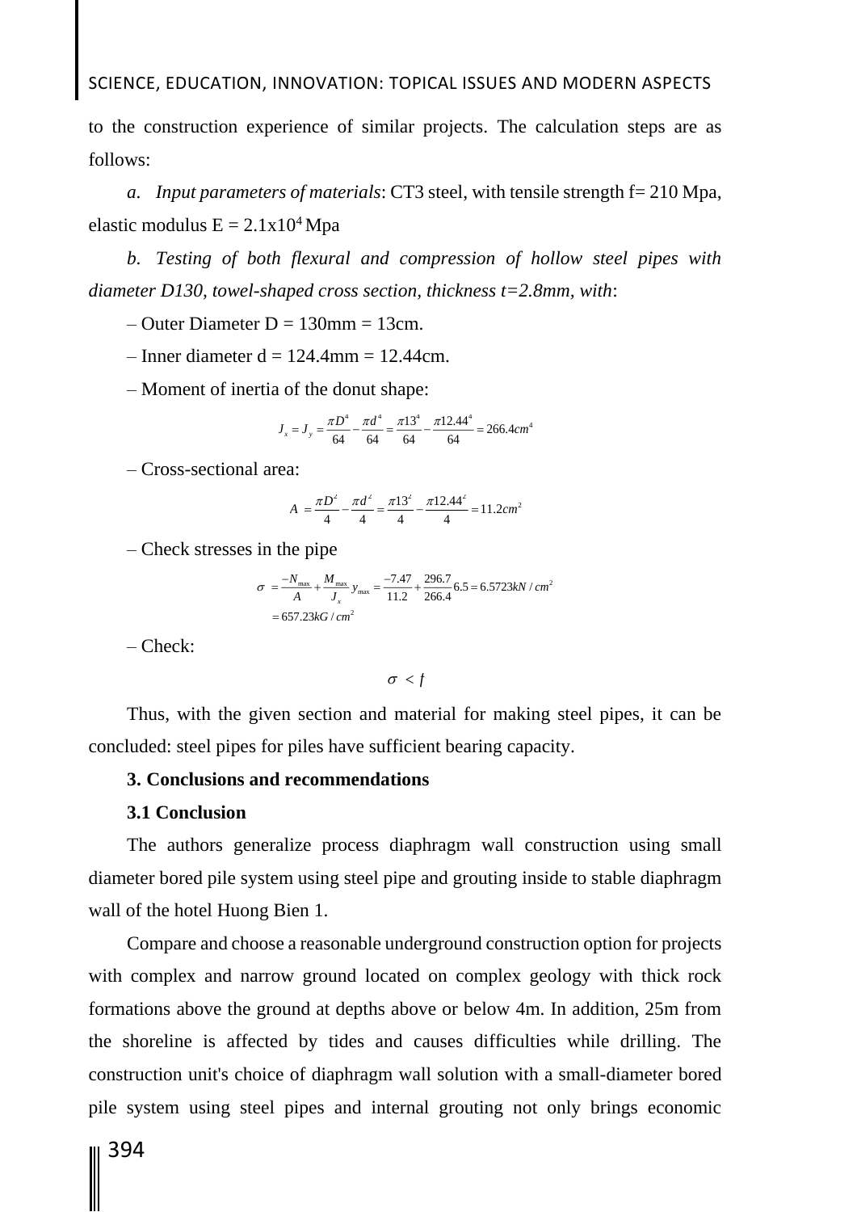to the construction experience of similar projects. The calculation steps are as follows:

*a. Input parameters of materials*: CT3 steel, with tensile strength f= 210 Mpa, elastic modulus E = $2.1\text{x}10^4$ Mpa

*b. Testing of both flexural and compression of hollow steel pipes with diameter D130, towel-shaped cross section, thickness t=2.8mm, with*:

– Outer Diameter D = 130mm = 13cm.

– Inner diameter d = 124.4mm = 12.44cm.

– Moment of inertia of the donut shape:

$$J_x = J_y = \frac{\pi D^4}{64} - \frac{\pi d^4}{64} = \frac{\pi 13^4}{64} - \frac{\pi 12.44^4}{64} = 266.4cm^4$$

– Cross-sectional area:

$$A = \frac{\pi D^2}{4} - \frac{\pi d^2}{4} = \frac{\pi 13^2}{4} - \frac{\pi 12.44^2}{4} = 11.2cm^2$$

– Check stresses in the pipe

$$\sigma = \frac{-N_{\max}}{A} + \frac{M_{\max}}{J_x} y_{\max} = \frac{-7.47}{11.2} + \frac{296.7}{266.4} 6.5 = 6.5723kN/cm^2$$
$$= 657.23kG/cm^2$$

– Check:

$$\sigma < f$$

Thus, with the given section and material for making steel pipes, it can be concluded: steel pipes for piles have sufficient bearing capacity.

## 3. Conclusions and recommendations

### 3.1 Conclusion

The authors generalize process diaphragm wall construction using small diameter bored pile system using steel pipe and grouting inside to stable diaphragm wall of the hotel Huong Bien 1.

Compare and choose a reasonable underground construction option for projects with complex and narrow ground located on complex geology with thick rock formations above the ground at depths above or below 4m. In addition, 25m from the shoreline is affected by tides and causes difficulties while drilling. The construction unit's choice of diaphragm wall solution with a small-diameter bored pile system using steel pipes and internal grouting not only brings economic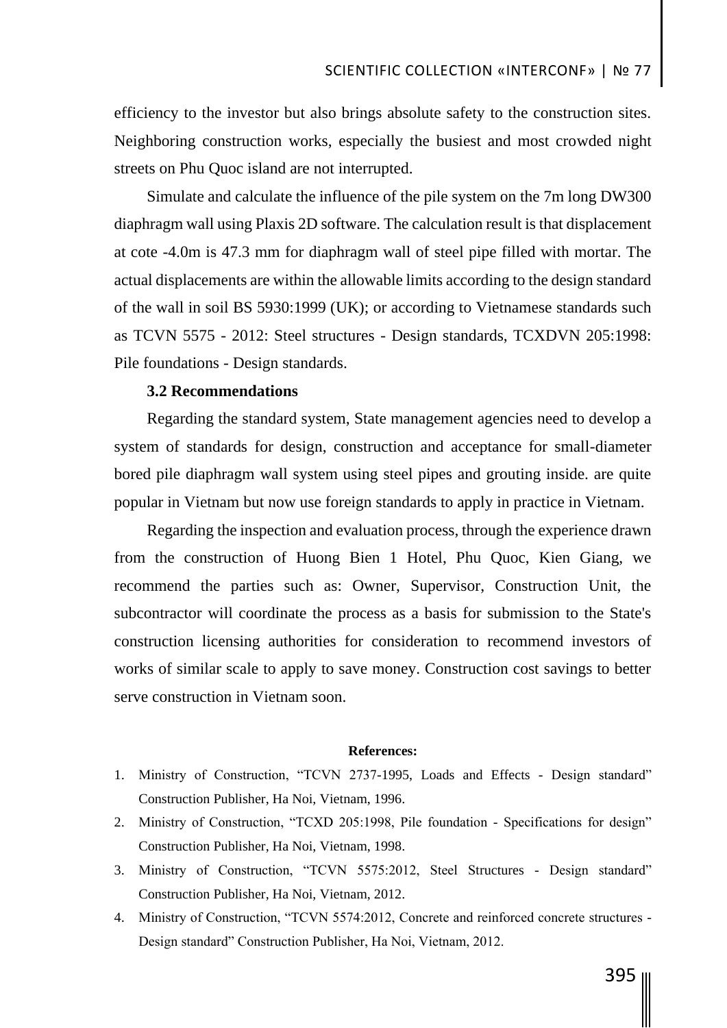efficiency to the investor but also brings absolute safety to the construction sites. Neighboring construction works, especially the busiest and most crowded night streets on Phu Quoc island are not interrupted.

Simulate and calculate the influence of the pile system on the 7m long DW300 diaphragm wall using Plaxis 2D software. The calculation result is that displacement at cote -4.0m is 47.3 mm for diaphragm wall of steel pipe filled with mortar. The actual displacements are within the allowable limits according to the design standard of the wall in soil BS 5930:1999 (UK); or according to Vietnamese standards such as TCVN 5575 - 2012: Steel structures - Design standards, TCXDVN 205:1998: Pile foundations - Design standards.

### 3.2 Recommendations

Regarding the standard system, State management agencies need to develop a system of standards for design, construction and acceptance for small-diameter bored pile diaphragm wall system using steel pipes and grouting inside. are quite popular in Vietnam but now use foreign standards to apply in practice in Vietnam.

Regarding the inspection and evaluation process, through the experience drawn from the construction of Huong Bien 1 Hotel, Phu Quoc, Kien Giang, we recommend the parties such as: Owner, Supervisor, Construction Unit, the subcontractor will coordinate the process as a basis for submission to the State's construction licensing authorities for consideration to recommend investors of works of similar scale to apply to save money. Construction cost savings to better serve construction in Vietnam soon.

**References:**

1. Ministry of Construction, "TCVN 2737-1995, Loads and Effects - Design standard" Construction Publisher, Ha Noi, Vietnam, 1996.
2. Ministry of Construction, "TCXD 205:1998, Pile foundation - Specifications for design" Construction Publisher, Ha Noi, Vietnam, 1998.
3. Ministry of Construction, "TCVN 5575:2012, Steel Structures - Design standard" Construction Publisher, Ha Noi, Vietnam, 2012.
4. Ministry of Construction, "TCVN 5574:2012, Concrete and reinforced concrete structures - Design standard" Construction Publisher, Ha Noi, Vietnam, 2012.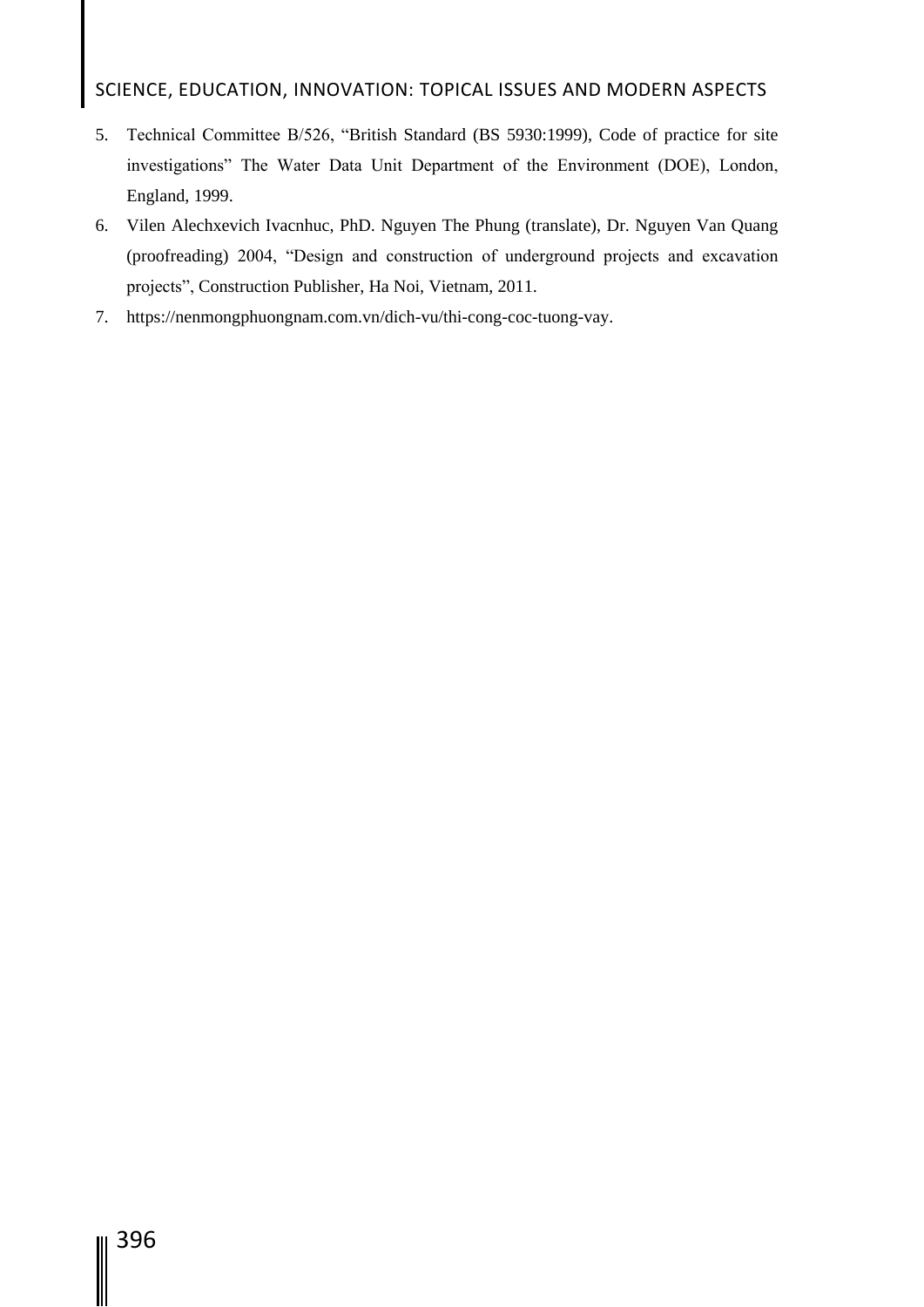5. Technical Committee B/526, "British Standard (BS 5930:1999), Code of practice for site investigations" The Water Data Unit Department of the Environment (DOE), London, England, 1999.
6. Vilen Alechxevich Ivacnhuc, PhD. Nguyen The Phung (translate), Dr. Nguyen Van Quang (proofreading) 2004, "Design and construction of underground projects and excavation projects", Construction Publisher, Ha Noi, Vietnam, 2011.
7. https://nenmongphuongnam.com.vn/dich-vu/thi-cong-coc-tuong-vay.